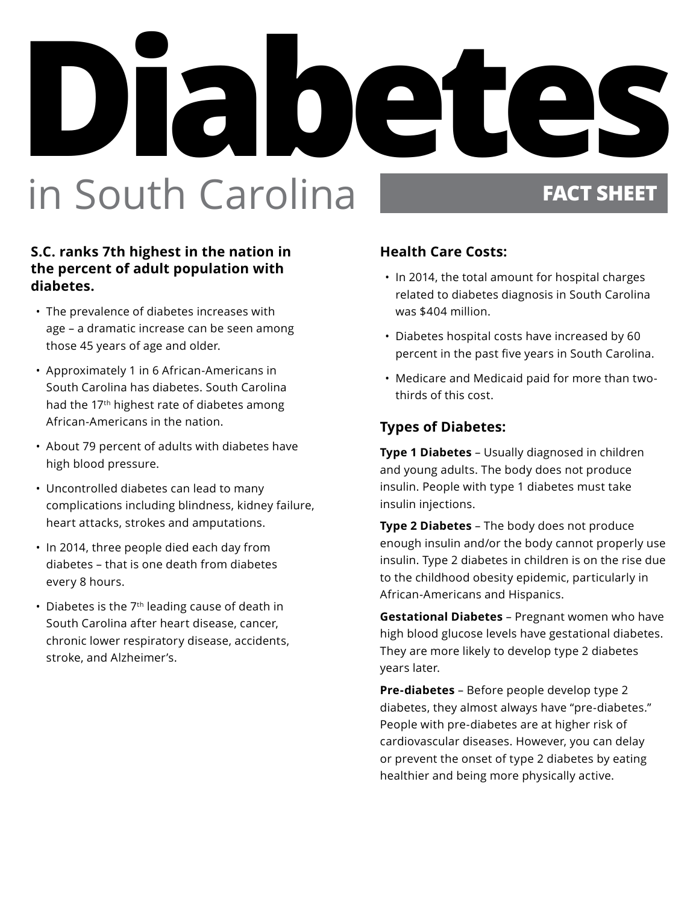# Diabetes

## in South Carolina

**FACT SHEET**

### S.C. ranks 7th highest in the nation in the percent of adult population with diabetes.

- The prevalence of diabetes increases with age – a dramatic increase can be seen among those 45 years of age and older.
- Approximately 1 in 6 African-Americans in South Carolina has diabetes. South Carolina had the 17th highest rate of diabetes among African-Americans in the nation.
- About 79 percent of adults with diabetes have high blood pressure.
- Uncontrolled diabetes can lead to many complications including blindness, kidney failure, heart attacks, strokes and amputations.
- In 2014, three people died each day from diabetes – that is one death from diabetes every 8 hours.
- Diabetes is the 7th leading cause of death in South Carolina after heart disease, cancer, chronic lower respiratory disease, accidents, stroke, and Alzheimer's.

### Health Care Costs:

- In 2014, the total amount for hospital charges related to diabetes diagnosis in South Carolina was $404 million.
- Diabetes hospital costs have increased by 60 percent in the past five years in South Carolina.
- Medicare and Medicaid paid for more than two-thirds of this cost.

### Types of Diabetes:

**Type 1 Diabetes** – Usually diagnosed in children and young adults. The body does not produce insulin. People with type 1 diabetes must take insulin injections.

**Type 2 Diabetes** – The body does not produce enough insulin and/or the body cannot properly use insulin. Type 2 diabetes in children is on the rise due to the childhood obesity epidemic, particularly in African-Americans and Hispanics.

**Gestational Diabetes** – Pregnant women who have high blood glucose levels have gestational diabetes. They are more likely to develop type 2 diabetes years later.

**Pre-diabetes** – Before people develop type 2 diabetes, they almost always have "pre-diabetes." People with pre-diabetes are at higher risk of cardiovascular diseases. However, you can delay or prevent the onset of type 2 diabetes by eating healthier and being more physically active.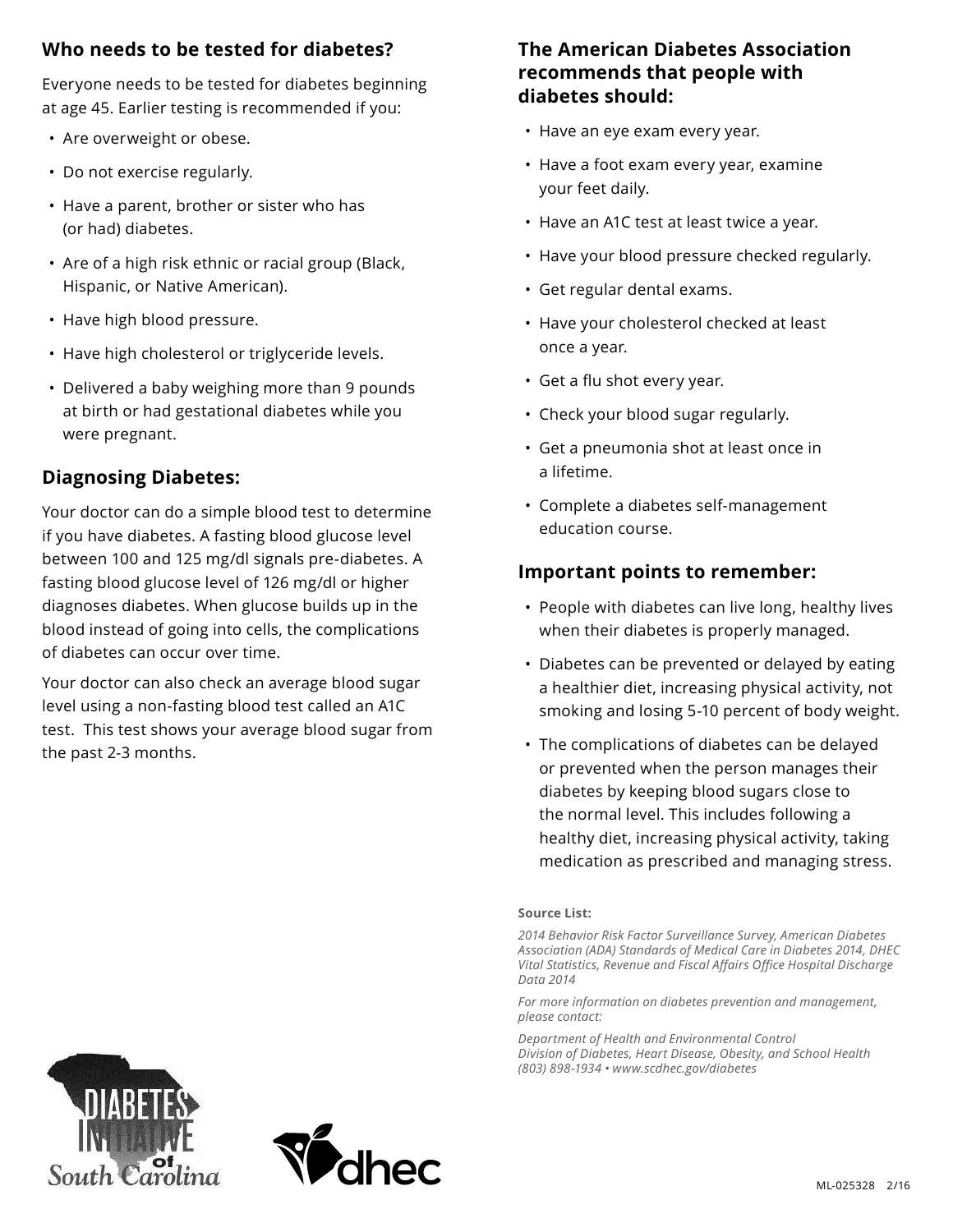## Who needs to be tested for diabetes?

Everyone needs to be tested for diabetes beginning at age 45. Earlier testing is recommended if you:

- Are overweight or obese.
- Do not exercise regularly.
- Have a parent, brother or sister who has (or had) diabetes.
- Are of a high risk ethnic or racial group (Black, Hispanic, or Native American).
- Have high blood pressure.
- Have high cholesterol or triglyceride levels.
- Delivered a baby weighing more than 9 pounds at birth or had gestational diabetes while you were pregnant.

## Diagnosing Diabetes:

Your doctor can do a simple blood test to determine if you have diabetes. A fasting blood glucose level between 100 and 125 mg/dl signals pre-diabetes. A fasting blood glucose level of 126 mg/dl or higher diagnoses diabetes. When glucose builds up in the blood instead of going into cells, the complications of diabetes can occur over time.

Your doctor can also check an average blood sugar level using a non-fasting blood test called an A1C test. This test shows your average blood sugar from the past 2-3 months.

## The American Diabetes Association recommends that people with diabetes should:

- Have an eye exam every year.
- Have a foot exam every year, examine your feet daily.
- Have an A1C test at least twice a year.
- Have your blood pressure checked regularly.
- Get regular dental exams.
- Have your cholesterol checked at least once a year.
- Get a flu shot every year.
- Check your blood sugar regularly.
- Get a pneumonia shot at least once in a lifetime.
- Complete a diabetes self-management education course.

## Important points to remember:

- People with diabetes can live long, healthy lives when their diabetes is properly managed.
- Diabetes can be prevented or delayed by eating a healthier diet, increasing physical activity, not smoking and losing 5-10 percent of body weight.
- The complications of diabetes can be delayed or prevented when the person manages their diabetes by keeping blood sugars close to the normal level. This includes following a healthy diet, increasing physical activity, taking medication as prescribed and managing stress.

**Source List:**

*2014 Behavior Risk Factor Surveillance Survey, American Diabetes Association (ADA) Standards of Medical Care in Diabetes 2014, DHEC Vital Statistics, Revenue and Fiscal Affairs Office Hospital Discharge Data 2014*

*For more information on diabetes prevention and management, please contact:*

*Department of Health and Environmental Control*
*Division of Diabetes, Heart Disease, Obesity, and School Health*
*(803) 898-1934 • www.scdhec.gov/diabetes*

DIABETES INITIATIVE of South Carolina

dhec

ML-025328 2/16